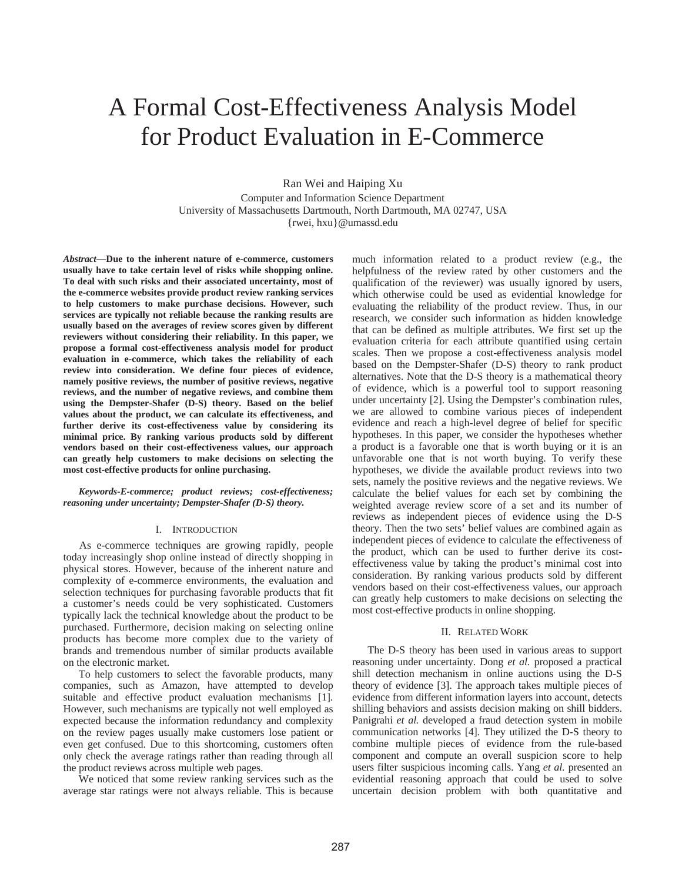# A Formal Cost-Effectiveness Analysis Model for Product Evaluation in E-Commerce

Ran Wei and Haiping Xu

Computer and Information Science Department
University of Massachusetts Dartmouth, North Dartmouth, MA 02747, USA
{rwei, hxu}@umassd.edu

***Abstract*—Due to the inherent nature of e-commerce, customers usually have to take certain level of risks while shopping online. To deal with such risks and their associated uncertainty, most of the e-commerce websites provide product review ranking services to help customers to make purchase decisions. However, such services are typically not reliable because the ranking results are usually based on the averages of review scores given by different reviewers without considering their reliability. In this paper, we propose a formal cost-effectiveness analysis model for product evaluation in e-commerce, which takes the reliability of each review into consideration. We define four pieces of evidence, namely positive reviews, the number of positive reviews, negative reviews, and the number of negative reviews, and combine them using the Dempster-Shafer (D-S) theory. Based on the belief values about the product, we can calculate its effectiveness, and further derive its cost-effectiveness value by considering its minimal price. By ranking various products sold by different vendors based on their cost-effectiveness values, our approach can greatly help customers to make decisions on selecting the most cost-effective products for online purchasing.**

***Keywords-E-commerce; product reviews; cost-effectiveness; reasoning under uncertainty; Dempster-Shafer (D-S) theory.***

## I. Introduction

As e-commerce techniques are growing rapidly, people today increasingly shop online instead of directly shopping in physical stores. However, because of the inherent nature and complexity of e-commerce environments, the evaluation and selection techniques for purchasing favorable products that fit a customer's needs could be very sophisticated. Customers typically lack the technical knowledge about the product to be purchased. Furthermore, decision making on selecting online products has become more complex due to the variety of brands and tremendous number of similar products available on the electronic market.

To help customers to select the favorable products, many companies, such as Amazon, have attempted to develop suitable and effective product evaluation mechanisms [1]. However, such mechanisms are typically not well employed as expected because the information redundancy and complexity on the review pages usually make customers lose patient or even get confused. Due to this shortcoming, customers often only check the average ratings rather than reading through all the product reviews across multiple web pages.

We noticed that some review ranking services such as the average star ratings were not always reliable. This is because much information related to a product review (e.g., the helpfulness of the review rated by other customers and the qualification of the reviewer) was usually ignored by users, which otherwise could be used as evidential knowledge for evaluating the reliability of the product review. Thus, in our research, we consider such information as hidden knowledge that can be defined as multiple attributes. We first set up the evaluation criteria for each attribute quantified using certain scales. Then we propose a cost-effectiveness analysis model based on the Dempster-Shafer (D-S) theory to rank product alternatives. Note that the D-S theory is a mathematical theory of evidence, which is a powerful tool to support reasoning under uncertainty [2]. Using the Dempster's combination rules, we are allowed to combine various pieces of independent evidence and reach a high-level degree of belief for specific hypotheses. In this paper, we consider the hypotheses whether a product is a favorable one that is worth buying or it is an unfavorable one that is not worth buying. To verify these hypotheses, we divide the available product reviews into two sets, namely the positive reviews and the negative reviews. We calculate the belief values for each set by combining the weighted average review score of a set and its number of reviews as independent pieces of evidence using the D-S theory. Then the two sets' belief values are combined again as independent pieces of evidence to calculate the effectiveness of the product, which can be used to further derive its cost-effectiveness value by taking the product's minimal cost into consideration. By ranking various products sold by different vendors based on their cost-effectiveness values, our approach can greatly help customers to make decisions on selecting the most cost-effective products in online shopping.

## II. Related Work

The D-S theory has been used in various areas to support reasoning under uncertainty. Dong *et al.* proposed a practical shill detection mechanism in online auctions using the D-S theory of evidence [3]. The approach takes multiple pieces of evidence from different information layers into account, detects shilling behaviors and assists decision making on shill bidders. Panigrahi *et al.* developed a fraud detection system in mobile communication networks [4]. They utilized the D-S theory to combine multiple pieces of evidence from the rule-based component and compute an overall suspicion score to help users filter suspicious incoming calls. Yang *et al.* presented an evidential reasoning approach that could be used to solve uncertain decision problem with both quantitative and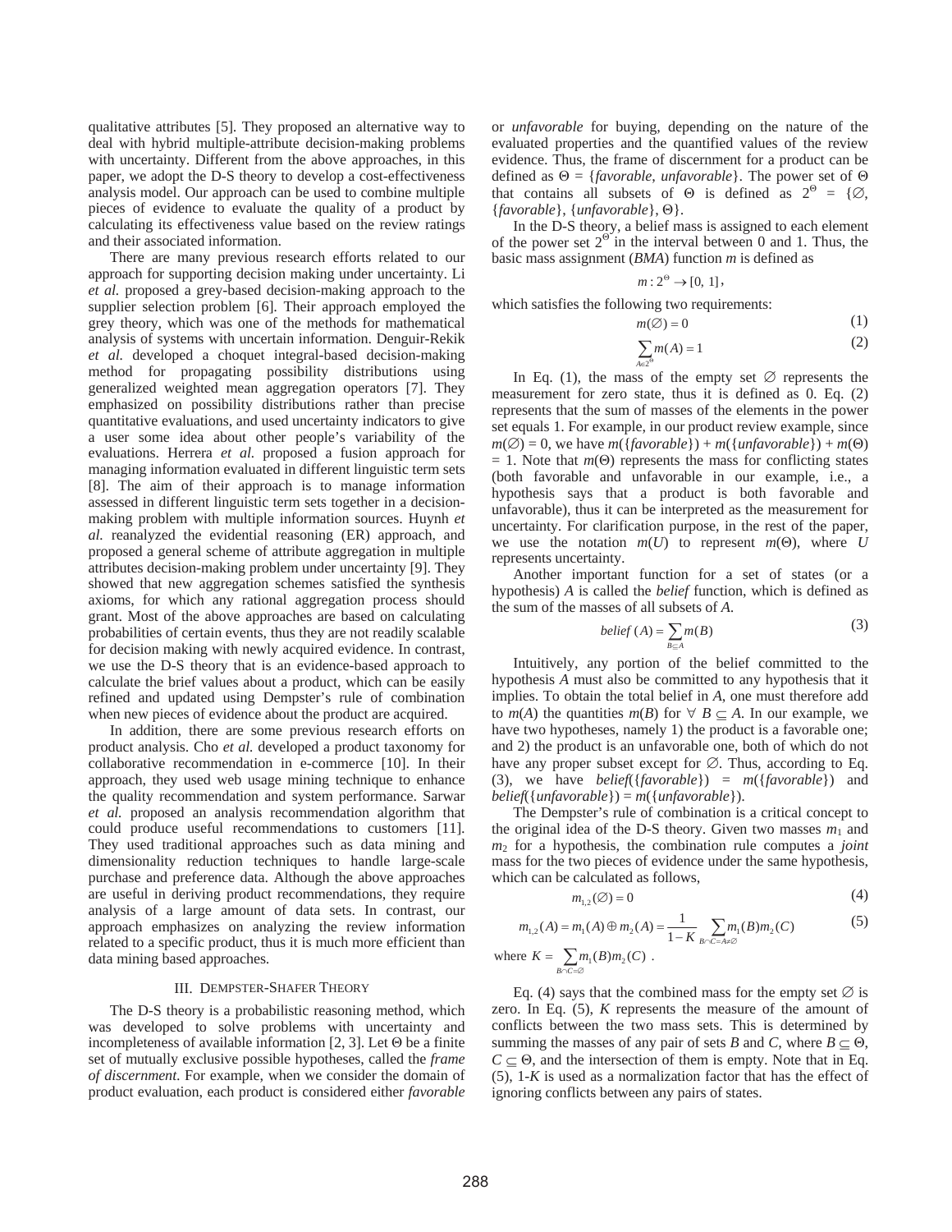qualitative attributes [5]. They proposed an alternative way to deal with hybrid multiple-attribute decision-making problems with uncertainty. Different from the above approaches, in this paper, we adopt the D-S theory to develop a cost-effectiveness analysis model. Our approach can be used to combine multiple pieces of evidence to evaluate the quality of a product by calculating its effectiveness value based on the review ratings and their associated information.

There are many previous research efforts related to our approach for supporting decision making under uncertainty. Li *et al.* proposed a grey-based decision-making approach to the supplier selection problem [6]. Their approach employed the grey theory, which was one of the methods for mathematical analysis of systems with uncertain information. Denguir-Rekik *et al.* developed a choquet integral-based decision-making method for propagating possibility distributions using generalized weighted mean aggregation operators [7]. They emphasized on possibility distributions rather than precise quantitative evaluations, and used uncertainty indicators to give a user some idea about other people's variability of the evaluations. Herrera *et al.* proposed a fusion approach for managing information evaluated in different linguistic term sets [8]. The aim of their approach is to manage information assessed in different linguistic term sets together in a decision-making problem with multiple information sources. Huynh *et al.* reanalyzed the evidential reasoning (ER) approach, and proposed a general scheme of attribute aggregation in multiple attributes decision-making problem under uncertainty [9]. They showed that new aggregation schemes satisfied the synthesis axioms, for which any rational aggregation process should grant. Most of the above approaches are based on calculating probabilities of certain events, thus they are not readily scalable for decision making with newly acquired evidence. In contrast, we use the D-S theory that is an evidence-based approach to calculate the brief values about a product, which can be easily refined and updated using Dempster's rule of combination when new pieces of evidence about the product are acquired.

In addition, there are some previous research efforts on product analysis. Cho *et al.* developed a product taxonomy for collaborative recommendation in e-commerce [10]. In their approach, they used web usage mining technique to enhance the quality recommendation and system performance. Sarwar *et al.* proposed an analysis recommendation algorithm that could produce useful recommendations to customers [11]. They used traditional approaches such as data mining and dimensionality reduction techniques to handle large-scale purchase and preference data. Although the above approaches are useful in deriving product recommendations, they require analysis of a large amount of data sets. In contrast, our approach emphasizes on analyzing the review information related to a specific product, thus it is much more efficient than data mining based approaches.

## III. Dempster-Shafer Theory

The D-S theory is a probabilistic reasoning method, which was developed to solve problems with uncertainty and incompleteness of available information [2, 3]. Let $\Theta$ be a finite set of mutually exclusive possible hypotheses, called the *frame of discernment*. For example, when we consider the domain of product evaluation, each product is considered either *favorable* or *unfavorable* for buying, depending on the nature of the evaluated properties and the quantified values of the review evidence. Thus, the frame of discernment for a product can be defined as $\Theta = \{favorable, unfavorable\}$. The power set of $\Theta$ that contains all subsets of $\Theta$ is defined as $2^{\Theta} = \{\emptyset, \{favorable\}, \{unfavorable\}, \Theta\}$.

In the D-S theory, a belief mass is assigned to each element of the power set $2^{\Theta}$ in the interval between 0 and 1. Thus, the basic mass assignment (*BMA*) function $m$ is defined as

$$m : 2^{\Theta} \rightarrow [0,\ 1],$$

which satisfies the following two requirements:

$$m(\emptyset) = 0 \tag{1}$$

$$\sum_{A \in 2^{\Theta}} m(A) = 1 \tag{2}$$

In Eq. (1), the mass of the empty set $\emptyset$ represents the measurement for zero state, thus it is defined as 0. Eq. (2) represents that the sum of masses of the elements in the power set equals 1. For example, in our product review example, since $m(\emptyset) = 0$, we have $m(\{favorable\}) + m(\{unfavorable\}) + m(\Theta) = 1$. Note that $m(\Theta)$ represents the mass for conflicting states (both favorable and unfavorable in our example, i.e., a hypothesis says that a product is both favorable and unfavorable), thus it can be interpreted as the measurement for uncertainty. For clarification purpose, in the rest of the paper, we use the notation $m(U)$ to represent $m(\Theta)$, where $U$ represents uncertainty.

Another important function for a set of states (or a hypothesis) $A$ is called the *belief* function, which is defined as the sum of the masses of all subsets of $A$.

$$belief\,(A) = \sum_{B \subseteq A} m(B) \tag{3}$$

Intuitively, any portion of the belief committed to the hypothesis $A$ must also be committed to any hypothesis that it implies. To obtain the total belief in $A$, one must therefore add to $m(A)$ the quantities $m(B)$ for $\forall\ B \subseteq A$. In our example, we have two hypotheses, namely 1) the product is a favorable one; and 2) the product is an unfavorable one, both of which do not have any proper subset except for $\emptyset$. Thus, according to Eq. (3), we have $belief(\{favorable\}) = m(\{favorable\})$ and $belief(\{unfavorable\}) = m(\{unfavorable\})$.

The Dempster's rule of combination is a critical concept to the original idea of the D-S theory. Given two masses $m_1$ and $m_2$ for a hypothesis, the combination rule computes a *joint* mass for the two pieces of evidence under the same hypothesis, which can be calculated as follows,

$$m_{1,2}(\emptyset) = 0 \tag{4}$$

$$m_{1,2}(A) = m_1(A) \oplus m_2(A) = \frac{1}{1-K} \sum_{B \cap C = A \neq \emptyset} m_1(B) m_2(C) \tag{5}$$

where $K = \sum_{B \cap C = \emptyset} m_1(B) m_2(C)$ .

Eq. (4) says that the combined mass for the empty set $\emptyset$ is zero. In Eq. (5), $K$ represents the measure of the amount of conflicts between the two mass sets. This is determined by summing the masses of any pair of sets $B$ and $C$, where $B \subseteq \Theta$, $C \subseteq \Theta$, and the intersection of them is empty. Note that in Eq. (5), $1$-$K$ is used as a normalization factor that has the effect of ignoring conflicts between any pairs of states.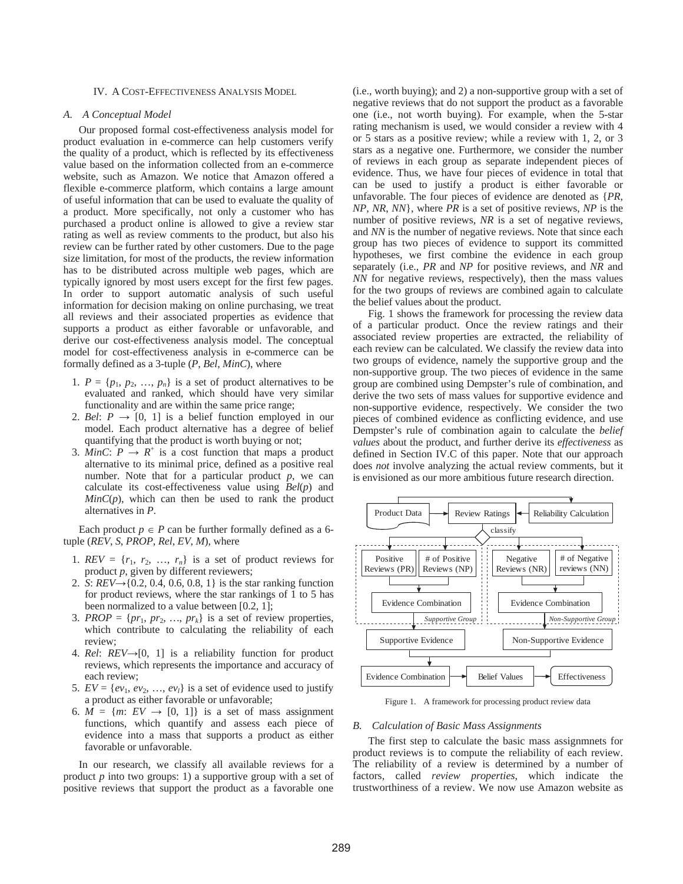## IV. A Cost-Effectiveness Analysis Model

### A. A Conceptual Model

Our proposed formal cost-effectiveness analysis model for product evaluation in e-commerce can help customers verify the quality of a product, which is reflected by its effectiveness value based on the information collected from an e-commerce website, such as Amazon. We notice that Amazon offered a flexible e-commerce platform, which contains a large amount of useful information that can be used to evaluate the quality of a product. More specifically, not only a customer who has purchased a product online is allowed to give a review star rating as well as review comments to the product, but also his review can be further rated by other customers. Due to the page size limitation, for most of the products, the review information has to be distributed across multiple web pages, which are typically ignored by most users except for the first few pages. In order to support automatic analysis of such useful information for decision making on online purchasing, we treat all reviews and their associated properties as evidence that supports a product as either favorable or unfavorable, and derive our cost-effectiveness analysis model. The conceptual model for cost-effectiveness analysis in e-commerce can be formally defined as a 3-tuple ($P$, $Bel$, $MinC$), where

1. $P = \{p_1, p_2, \ldots, p_n\}$ is a set of product alternatives to be evaluated and ranked, which should have very similar functionality and are within the same price range;
2. $Bel$: $P \rightarrow [0, 1]$ is a belief function employed in our model. Each product alternative has a degree of belief quantifying that the product is worth buying or not;
3. $MinC$: $P \rightarrow R^+$ is a cost function that maps a product alternative to its minimal price, defined as a positive real number. Note that for a particular product $p$, we can calculate its cost-effectiveness value using $Bel(p)$ and $MinC(p)$, which can then be used to rank the product alternatives in $P$.

Each product $p \in P$ can be further formally defined as a 6-tuple ($REV$, $S$, $PROP$, $Rel$, $EV$, $M$), where

1. $REV = \{r_1, r_2, \ldots, r_n\}$ is a set of product reviews for product $p$, given by different reviewers;
2. $S$: $REV \rightarrow \{0.2, 0.4, 0.6, 0.8, 1\}$ is the star ranking function for product reviews, where the star rankings of 1 to 5 has been normalized to a value between [0.2, 1];
3. $PROP = \{pr_1, pr_2, \ldots, pr_k\}$ is a set of review properties, which contribute to calculating the reliability of each review;
4. $Rel$: $REV \rightarrow [0, 1]$ is a reliability function for product reviews, which represents the importance and accuracy of each review;
5. $EV = \{ev_1, ev_2, \ldots, ev_l\}$ is a set of evidence used to justify a product as either favorable or unfavorable;
6. $M = \{m: EV \rightarrow [0, 1]\}$ is a set of mass assignment functions, which quantify and assess each piece of evidence into a mass that supports a product as either favorable or unfavorable.

In our research, we classify all available reviews for a product $p$ into two groups: 1) a supportive group with a set of positive reviews that support the product as a favorable one (i.e., worth buying); and 2) a non-supportive group with a set of negative reviews that do not support the product as a favorable one (i.e., not worth buying). For example, when the 5-star rating mechanism is used, we would consider a review with 4 or 5 stars as a positive review; while a review with 1, 2, or 3 stars as a negative one. Furthermore, we consider the number of reviews in each group as separate independent pieces of evidence. Thus, we have four pieces of evidence in total that can be used to justify a product is either favorable or unfavorable. The four pieces of evidence are denoted as {$PR$, $NP$, $NR$, $NN$}, where $PR$ is a set of positive reviews, $NP$ is the number of positive reviews, $NR$ is a set of negative reviews, and $NN$ is the number of negative reviews. Note that since each group has two pieces of evidence to support its committed hypotheses, we first combine the evidence in each group separately (i.e., $PR$ and $NP$ for positive reviews, and $NR$ and $NN$ for negative reviews, respectively), then the mass values for the two groups of reviews are combined again to calculate the belief values about the product.

Fig. 1 shows the framework for processing the review data of a particular product. Once the review ratings and their associated review properties are extracted, the reliability of each review can be calculated. We classify the review data into two groups of evidence, namely the supportive group and the non-supportive group. The two pieces of evidence in the same group are combined using Dempster's rule of combination, and derive the two sets of mass values for supportive evidence and non-supportive evidence, respectively. We consider the two pieces of combined evidence as conflicting evidence, and use Dempster's rule of combination again to calculate the *belief values* about the product, and further derive its *effectiveness* as defined in Section IV.C of this paper. Note that our approach does *not* involve analyzing the actual review comments, but it is envisioned as our more ambitious future research direction.

Product Data → Review Ratings ← Reliability Calculation; classify

Supportive Group: Positive Reviews (PR), # of Positive Reviews (NP) → Evidence Combination → Supportive Evidence

Non-Supportive Group: Negative Reviews (NR), # of Negative reviews (NN) → Evidence Combination → Non-Supportive Evidence

Evidence Combination → Belief Values → Effectiveness

Figure 1. A framework for processing product review data

### B. Calculation of Basic Mass Assignments

The first step to calculate the basic mass assignmnets for product reviews is to compute the reliability of each review. The reliability of a review is determined by a number of factors, called *review properties*, which indicate the trustworthiness of a review. We now use Amazon website as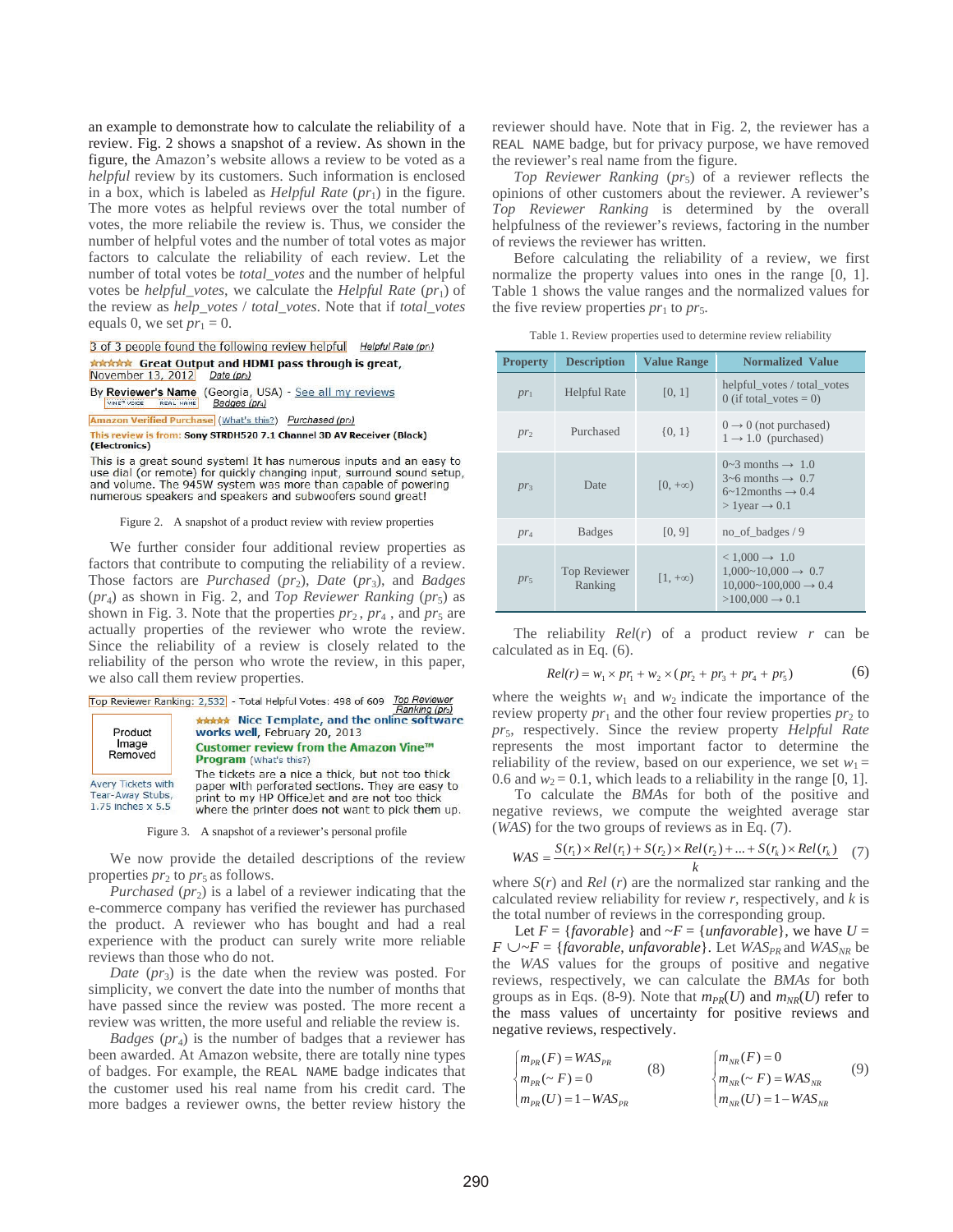an example to demonstrate how to calculate the reliability of a review. Fig. 2 shows a snapshot of a review. As shown in the figure, the Amazon's website allows a review to be voted as a *helpful* review by its customers. Such information is enclosed in a box, which is labeled as *Helpful Rate* ($pr_1$) in the figure. The more votes as helpful reviews over the total number of votes, the more relaibile the review is. Thus, we consider the number of helpful votes and the number of total votes as major factors to calculate the reliability of each review. Let the number of total votes be *total_votes* and the number of helpful votes be *helpful_votes*, we calculate the *Helpful Rate* ($pr_1$) of the review as *help_votes* / *total_votes*. Note that if *total_votes* equals 0, we set $pr_1 = 0$.

3 of 3 people found the following review helpful — Helpful Rate ($pr_1$)
Great Output and HDMI pass through is great, November 13, 2012 — Date ($pr_3$)
By Reviewer's Name (Georgia, USA) - See all my reviews
VINE VOICE REAL NAME — Badges ($pr_4$)
Amazon Verified Purchase (What's this?) — Purchased ($pr_2$)
This review is from: Sony STRDH520 7.1 Channel 3D AV Receiver (Black) (Electronics)
This is a great sound system! It has numerous inputs and an easy to use dial (or remote) for quickly changing input, surround sound setup, and volume. The 945W system was more than capable of powering numerous speakers and speakers and subwoofers sound great!

Figure 2. A snapshot of a product review with review properties

We further consider four additional review properties as factors that contribute to computing the reliability of a review. Those factors are *Purchased* ($pr_2$), *Date* ($pr_3$), and *Badges* ($pr_4$) as shown in Fig. 2, and *Top Reviewer Ranking* ($pr_5$) as shown in Fig. 3. Note that the properties $pr_2$, $pr_4$, and $pr_5$ are actually properties of the reviewer who wrote the review. Since the reliability of a review is closely related to the reliability of the person who wrote the review, in this paper, we also call them review properties.

Top Reviewer Ranking: 2,532 - Total Helpful Votes: 498 of 609 — Top Reviewer Ranking ($pr_5$)
Product Image Removed
Avery Tickets with Tear-Away Stubs, 1.75 inches x 5.5
Nice Template, and the online software works well, February 20, 2013
Customer review from the Amazon Vine™ Program (What's this?)
The tickets are a nice a thick, but not too thick paper with perforated sections. They are easy to print to my HP OfficeJet and are not too thick where the printer does not want to pick them up.

Figure 3. A snapshot of a reviewer's personal profile

We now provide the detailed descriptions of the review properties $pr_2$ to $pr_5$ as follows.

*Purchased* ($pr_2$) is a label of a reviewer indicating that the e-commerce company has verified the reviewer has purchased the product. A reviewer who has bought and had a real experience with the product can surely write more reliable reviews than those who do not.

*Date* ($pr_3$) is the date when the review was posted. For simplicity, we convert the date into the number of months that have passed since the review was posted. The more recent a review was written, the more useful and reliable the review is.

*Badges* ($pr_4$) is the number of badges that a reviewer has been awarded. At Amazon website, there are totally nine types of badges. For example, the REAL NAME badge indicates that the customer used his real name from his credit card. The more badges a reviewer owns, the better review history the reviewer should have. Note that in Fig. 2, the reviewer has a REAL NAME badge, but for privacy purpose, we have removed the reviewer's real name from the figure.

*Top Reviewer Ranking* ($pr_5$) of a reviewer reflects the opinions of other customers about the reviewer. A reviewer's *Top Reviewer Ranking* is determined by the overall helpfulness of the reviewer's reviews, factoring in the number of reviews the reviewer has written.

Before calculating the reliability of a review, we first normalize the property values into ones in the range [0, 1]. Table 1 shows the value ranges and the normalized values for the five review properties $pr_1$ to $pr_5$.

Table 1. Review properties used to determine review reliability

| Property | Description | Value Range | Normalized Value |
|---|---|---|---|
| $pr_1$ | Helpful Rate | [0, 1] | helpful_votes / total_votes<br>0 (if total_votes = 0) |
| $pr_2$ | Purchased | {0, 1} | 0 → 0 (not purchased)<br>1 → 1.0 (purchased) |
| $pr_3$ | Date | [0, +∞) | 0~3 months → 1.0<br>3~6 months → 0.7<br>6~12months → 0.4<br>> 1year → 0.1 |
| $pr_4$ | Badges | [0, 9] | no_of_badges / 9 |
| $pr_5$ | Top Reviewer Ranking | [1, +∞) | < 1,000 → 1.0<br>1,000~10,000 → 0.7<br>10,000~100,000 → 0.4<br>>100,000 → 0.1 |

The reliability $Rel(r)$ of a product review $r$ can be calculated as in Eq. (6).

$$Rel(r) = w_1 \times pr_1 + w_2 \times (pr_2 + pr_3 + pr_4 + pr_5) \quad (6)$$

where the weights $w_1$ and $w_2$ indicate the importance of the review property $pr_1$ and the other four review properties $pr_2$ to $pr_5$, respectively. Since the review property *Helpful Rate* represents the most important factor to determine the reliability of the review, based on our experience, we set $w_1 = 0.6$ and $w_2 = 0.1$, which leads to a reliability in the range [0, 1].

To calculate the *BMA*s for both of the positive and negative reviews, we compute the weighted average star (*WAS*) for the two groups of reviews as in Eq. (7).

$$WAS = \frac{S(r_1) \times Rel(r_1) + S(r_2) \times Rel(r_2) + ... + S(r_k) \times Rel(r_k)}{k} \quad (7)$$

where $S(r)$ and $Rel(r)$ are the normalized star ranking and the calculated review reliability for review $r$, respectively, and $k$ is the total number of reviews in the corresponding group.

Let $F = \{favorable\}$ and $\sim F = \{unfavorable\}$, we have $U = F \cup \sim F = \{favorable, unfavorable\}$. Let $WAS_{PR}$ and $WAS_{NR}$ be the *WAS* values for the groups of positive and negative reviews, respectively, we can calculate the *BMAs* for both groups as in Eqs. (8-9). Note that $m_{PR}(U)$ and $m_{NR}(U)$ refer to the mass values of uncertainty for positive reviews and negative reviews, respectively.

$$\begin{cases} m_{PR}(F) = WAS_{PR} \\ m_{PR}(\sim F) = 0 \\ m_{PR}(U) = 1 - WAS_{PR} \end{cases} \quad (8) \qquad \begin{cases} m_{NR}(F) = 0 \\ m_{NR}(\sim F) = WAS_{NR} \\ m_{NR}(U) = 1 - WAS_{NR} \end{cases} \quad (9)$$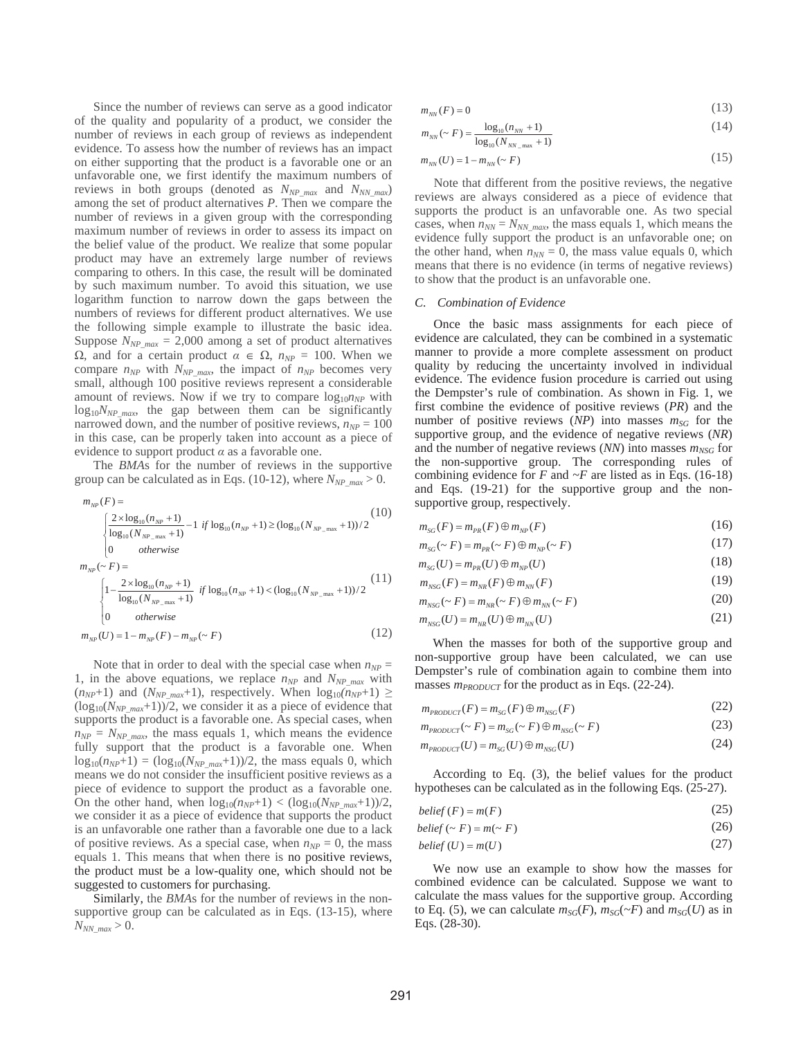Since the number of reviews can serve as a good indicator of the quality and popularity of a product, we consider the number of reviews in each group of reviews as independent evidence. To assess how the number of reviews has an impact on either supporting that the product is a favorable one or an unfavorable one, we first identify the maximum numbers of reviews in both groups (denoted as $N_{NP\_max}$ and $N_{NN\_max}$) among the set of product alternatives *P*. Then we compare the number of reviews in a given group with the corresponding maximum number of reviews in order to assess its impact on the belief value of the product. We realize that some popular product may have an extremely large number of reviews comparing to others. In this case, the result will be dominated by such maximum number. To avoid this situation, we use logarithm function to narrow down the gaps between the numbers of reviews for different product alternatives. We use the following simple example to illustrate the basic idea. Suppose $N_{NP\_max}$ = 2,000 among a set of product alternatives $\Omega$, and for a certain product $\alpha \in \Omega$, $n_{NP}$ = 100. When we compare $n_{NP}$ with $N_{NP\_max}$, the impact of $n_{NP}$ becomes very small, although 100 positive reviews represent a considerable amount of reviews. Now if we try to compare $\log_{10}n_{NP}$ with $\log_{10}N_{NP\_max}$, the gap between them can be significantly narrowed down, and the number of positive reviews, $n_{NP}$ = 100 in this case, can be properly taken into account as a piece of evidence to support product $\alpha$ as a favorable one.

The *BMA*s for the number of reviews in the supportive group can be calculated as in Eqs. (10-12), where $N_{NP\_max} > 0$.

$$m_{NP}(F) = \begin{cases} \dfrac{2\times\log_{10}(n_{NP}+1)}{\log_{10}(N_{NP\_\max}+1)} - 1 & if\ \log_{10}(n_{NP}+1) \geq (\log_{10}(N_{NP\_\max}+1))/2 \\ 0 & otherwise \end{cases} \quad (10)$$

$$m_{NP}(\sim F) = \begin{cases} 1 - \dfrac{2\times\log_{10}(n_{NP}+1)}{\log_{10}(N_{NP\_\max}+1)} & if\ \log_{10}(n_{NP}+1) < (\log_{10}(N_{NP\_\max}+1))/2 \\ 0 & otherwise \end{cases} \quad (11)$$

$$m_{NP}(U) = 1 - m_{NP}(F) - m_{NP}(\sim F) \quad (12)$$

Note that in order to deal with the special case when $n_{NP}$ = 1, in the above equations, we replace $n_{NP}$ and $N_{NP\_max}$ with ($n_{NP}$+1) and ($N_{NP\_max}$+1), respectively. When $\log_{10}(n_{NP}+1) \geq (\log_{10}(N_{NP\_max}+1))/2$, we consider it as a piece of evidence that supports the product is a favorable one. As special cases, when $n_{NP} = N_{NP\_max}$, the mass equals 1, which means the evidence fully support that the product is a favorable one. When $\log_{10}(n_{NP}+1) = (\log_{10}(N_{NP\_max}+1))/2$, the mass equals 0, which means we do not consider the insufficient positive reviews as a piece of evidence to support the product as a favorable one. On the other hand, when $\log_{10}(n_{NP}+1) < (\log_{10}(N_{NP\_max}+1))/2$, we consider it as a piece of evidence that supports the product is an unfavorable one rather than a favorable one due to a lack of positive reviews. As a special case, when $n_{NP}$ = 0, the mass equals 1. This means that when there is no positive reviews, the product must be a low-quality one, which should not be suggested to customers for purchasing.

Similarly, the *BMA*s for the number of reviews in the non-supportive group can be calculated as in Eqs. (13-15), where $N_{NN\_max} > 0$.

$$m_{NN}(F) = 0 \quad (13)$$

$$m_{NN}(\sim F) = \frac{\log_{10}(n_{NN}+1)}{\log_{10}(N_{NN\_\max}+1)} \quad (14)$$

$$m_{NN}(U) = 1 - m_{NN}(\sim F) \quad (15)$$

Note that different from the positive reviews, the negative reviews are always considered as a piece of evidence that supports the product is an unfavorable one. As two special cases, when $n_{NN} = N_{NN\_max}$, the mass equals 1, which means the evidence fully support the product is an unfavorable one; on the other hand, when $n_{NN}$ = 0, the mass value equals 0, which means that there is no evidence (in terms of negative reviews) to show that the product is an unfavorable one.

### C. Combination of Evidence

Once the basic mass assignments for each piece of evidence are calculated, they can be combined in a systematic manner to provide a more complete assessment on product quality by reducing the uncertainty involved in individual evidence. The evidence fusion procedure is carried out using the Dempster's rule of combination. As shown in Fig. 1, we first combine the evidence of positive reviews (*PR*) and the number of positive reviews (*NP*) into masses $m_{SG}$ for the supportive group, and the evidence of negative reviews (*NR*) and the number of negative reviews (*NN*) into masses $m_{NSG}$ for the non-supportive group. The corresponding rules of combining evidence for *F* and *~F* are listed as in Eqs. (16-18) and Eqs. (19-21) for the supportive group and the non-supportive group, respectively.

$$m_{SG}(F) = m_{PR}(F) \oplus m_{NP}(F) \quad (16)$$

$$m_{SG}(\sim F) = m_{PR}(\sim F) \oplus m_{NP}(\sim F) \quad (17)$$

$$m_{SG}(U) = m_{PR}(U) \oplus m_{NP}(U) \quad (18)$$

$$m_{NSG}(F) = m_{NR}(F) \oplus m_{NN}(F) \quad (19)$$

$$m_{NSG}(\sim F) = m_{NR}(\sim F) \oplus m_{NN}(\sim F) \quad (20)$$

$$m_{NSG}(U) = m_{NR}(U) \oplus m_{NN}(U) \quad (21)$$

When the masses for both of the supportive group and non-supportive group have been calculated, we can use Dempster's rule of combination again to combine them into masses $m_{PRODUCT}$ for the product as in Eqs. (22-24).

$$m_{PRODUCT}(F) = m_{SG}(F) \oplus m_{NSG}(F) \quad (22)$$

$$m_{PRODUCT}(\sim F) = m_{SG}(\sim F) \oplus m_{NSG}(\sim F) \quad (23)$$

$$m_{PRODUCT}(U) = m_{SG}(U) \oplus m_{NSG}(U) \quad (24)$$

According to Eq. (3), the belief values for the product hypotheses can be calculated as in the following Eqs. (25-27).

$$belief(F) = m(F) \quad (25)$$

$$belief(\sim F) = m(\sim F) \quad (26)$$

$$belief(U) = m(U) \quad (27)$$

We now use an example to show how the masses for combined evidence can be calculated. Suppose we want to calculate the mass values for the supportive group. According to Eq. (5), we can calculate $m_{SG}(F)$, $m_{SG}(\sim F)$ and $m_{SG}(U)$ as in Eqs. (28-30).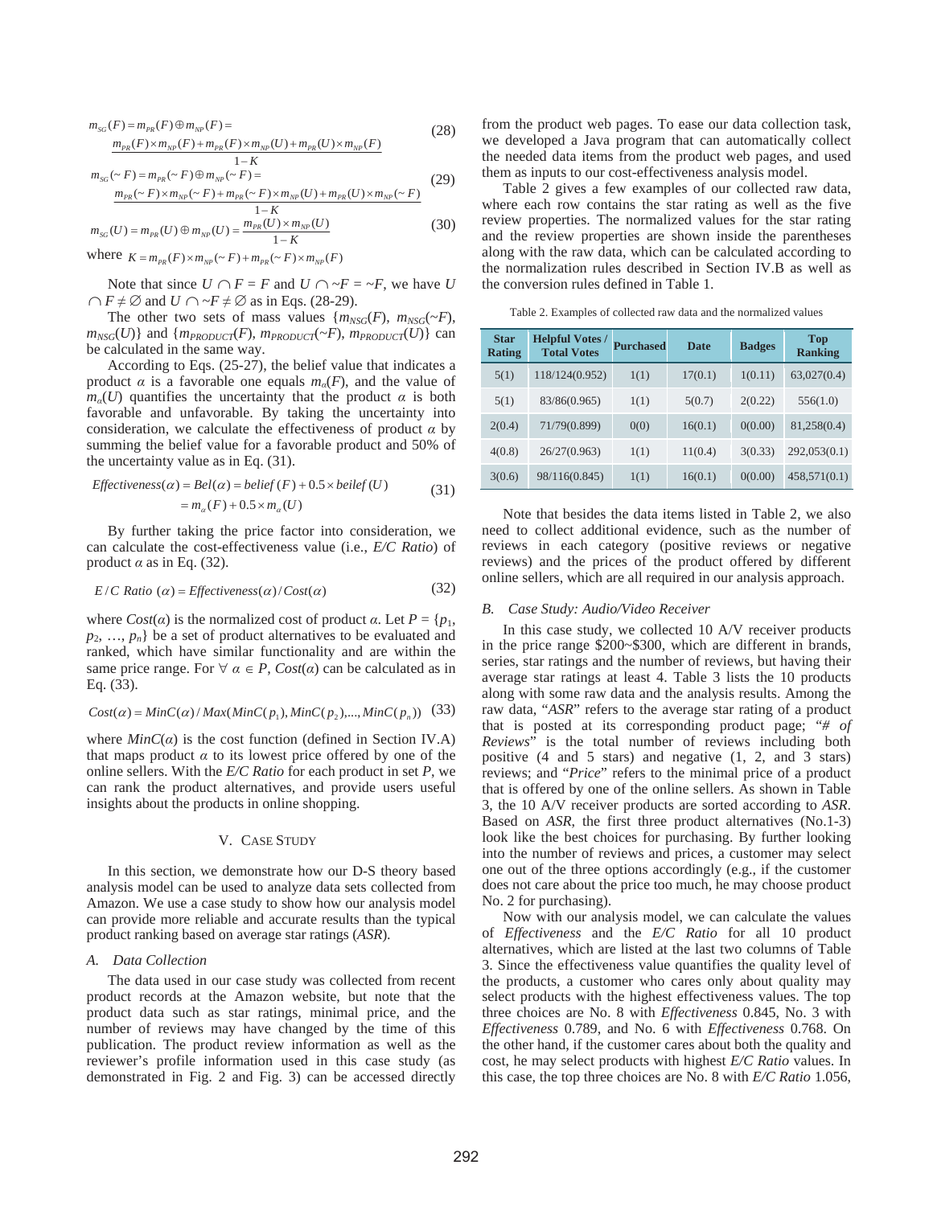$$m_{SG}(F) = m_{PR}(F) \oplus m_{NP}(F) = \frac{m_{PR}(F) \times m_{NP}(F) + m_{PR}(F) \times m_{NP}(U) + m_{PR}(U) \times m_{NP}(F)}{1-K} \quad (28)$$

$$m_{SG}(\sim F) = m_{PR}(\sim F) \oplus m_{NP}(\sim F) = \frac{m_{PR}(\sim F) \times m_{NP}(\sim F) + m_{PR}(\sim F) \times m_{NP}(U) + m_{PR}(U) \times m_{NP}(\sim F)}{1-K} \quad (29)$$

$$m_{SG}(U) = m_{PR}(U) \oplus m_{NP}(U) = \frac{m_{PR}(U) \times m_{NP}(U)}{1-K} \quad (30)$$

where $K = m_{PR}(F) \times m_{NP}(\sim F) + m_{PR}(\sim F) \times m_{NP}(F)$

Note that since $U \cap F = F$ and $U \cap \sim F = \sim F$, we have $U \cap F \neq \varnothing$ and $U \cap \sim F \neq \varnothing$ as in Eqs. (28-29).

The other two sets of mass values $\{m_{NSG}(F), m_{NSG}(\sim F), m_{NSG}(U)\}$ and $\{m_{PRODUCT}(F), m_{PRODUCT}(\sim F), m_{PRODUCT}(U)\}$ can be calculated in the same way.

According to Eqs. (25-27), the belief value that indicates a product $\alpha$ is a favorable one equals $m_\alpha(F)$, and the value of $m_\alpha(U)$ quantifies the uncertainty that the product $\alpha$ is both favorable and unfavorable. By taking the uncertainty into consideration, we calculate the effectiveness of product $\alpha$ by summing the belief value for a favorable product and 50% of the uncertainty value as in Eq. (31).

$$Effectiveness(\alpha) = Bel(\alpha) = belief(F) + 0.5 \times beilef(U) = m_\alpha(F) + 0.5 \times m_\alpha(U) \quad (31)$$

By further taking the price factor into consideration, we can calculate the cost-effectiveness value (i.e., *E/C Ratio*) of product $\alpha$ as in Eq. (32).

$$E/C\ Ratio\ (\alpha) = Effectiveness(\alpha)/Cost(\alpha) \quad (32)$$

where $Cost(\alpha)$ is the normalized cost of product $\alpha$. Let $P = \{p_1, p_2, \ldots, p_n\}$ be a set of product alternatives to be evaluated and ranked, which have similar functionality and are within the same price range. For $\forall\ \alpha \in P$, $Cost(\alpha)$ can be calculated as in Eq. (33).

$$Cost(\alpha) = MinC(\alpha) / Max(MinC(p_1), MinC(p_2), \ldots, MinC(p_n)) \quad (33)$$

where $MinC(\alpha)$ is the cost function (defined in Section IV.A) that maps product $\alpha$ to its lowest price offered by one of the online sellers. With the *E/C Ratio* for each product in set *P*, we can rank the product alternatives, and provide users useful insights about the products in online shopping.

## V. Case Study

In this section, we demonstrate how our D-S theory based analysis model can be used to analyze data sets collected from Amazon. We use a case study to show how our analysis model can provide more reliable and accurate results than the typical product ranking based on average star ratings (*ASR*).

### A. Data Collection

The data used in our case study was collected from recent product records at the Amazon website, but note that the product data such as star ratings, minimal price, and the number of reviews may have changed by the time of this publication. The product review information as well as the reviewer's profile information used in this case study (as demonstrated in Fig. 2 and Fig. 3) can be accessed directly from the product web pages. To ease our data collection task, we developed a Java program that can automatically collect the needed data items from the product web pages, and used them as inputs to our cost-effectiveness analysis model.

Table 2 gives a few examples of our collected raw data, where each row contains the star rating as well as the five review properties. The normalized values for the star rating and the review properties are shown inside the parentheses along with the raw data, which can be calculated according to the normalization rules described in Section IV.B as well as the conversion rules defined in Table 1.

Table 2. Examples of collected raw data and the normalized values

| Star Rating | Helpful Votes / Total Votes | Purchased | Date | Badges | Top Ranking |
|---|---|---|---|---|---|
| 5(1) | 118/124(0.952) | 1(1) | 17(0.1) | 1(0.11) | 63,027(0.4) |
| 5(1) | 83/86(0.965) | 1(1) | 5(0.7) | 2(0.22) | 556(1.0) |
| 2(0.4) | 71/79(0.899) | 0(0) | 16(0.1) | 0(0.00) | 81,258(0.4) |
| 4(0.8) | 26/27(0.963) | 1(1) | 11(0.4) | 3(0.33) | 292,053(0.1) |
| 3(0.6) | 98/116(0.845) | 1(1) | 16(0.1) | 0(0.00) | 458,571(0.1) |

Note that besides the data items listed in Table 2, we also need to collect additional evidence, such as the number of reviews in each category (positive reviews or negative reviews) and the prices of the product offered by different online sellers, which are all required in our analysis approach.

### B. Case Study: Audio/Video Receiver

In this case study, we collected 10 A/V receiver products in the price range \$200~\$300, which are different in brands, series, star ratings and the number of reviews, but having their average star ratings at least 4. Table 3 lists the 10 products along with some raw data and the analysis results. Among the raw data, "*ASR*" refers to the average star rating of a product that is posted at its corresponding product page; "*# of Reviews*" is the total number of reviews including both positive (4 and 5 stars) and negative (1, 2, and 3 stars) reviews; and "*Price*" refers to the minimal price of a product that is offered by one of the online sellers. As shown in Table 3, the 10 A/V receiver products are sorted according to *ASR*. Based on *ASR*, the first three product alternatives (No.1-3) look like the best choices for purchasing. By further looking into the number of reviews and prices, a customer may select one out of the three options accordingly (e.g., if the customer does not care about the price too much, he may choose product No. 2 for purchasing).

Now with our analysis model, we can calculate the values of *Effectiveness* and the *E/C Ratio* for all 10 product alternatives, which are listed at the last two columns of Table 3. Since the effectiveness value quantifies the quality level of the products, a customer who cares only about quality may select products with the highest effectiveness values. The top three choices are No. 8 with *Effectiveness* 0.845, No. 3 with *Effectiveness* 0.789, and No. 6 with *Effectiveness* 0.768. On the other hand, if the customer cares about both the quality and cost, he may select products with highest *E/C Ratio* values. In this case, the top three choices are No. 8 with *E/C Ratio* 1.056,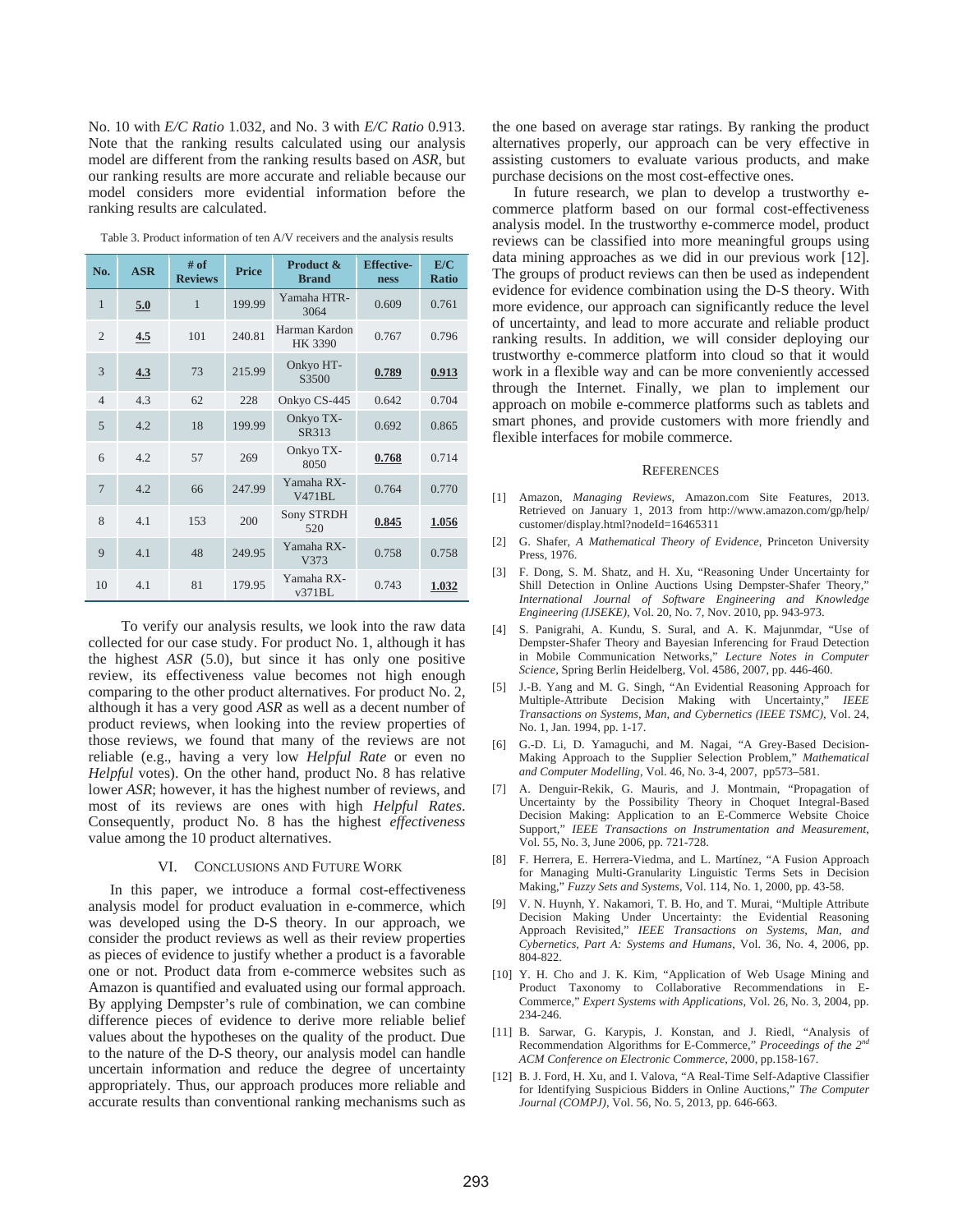No. 10 with *E/C Ratio* 1.032, and No. 3 with *E/C Ratio* 0.913. Note that the ranking results calculated using our analysis model are different from the ranking results based on *ASR*, but our ranking results are more accurate and reliable because our model considers more evidential information before the ranking results are calculated.

Table 3. Product information of ten A/V receivers and the analysis results

| No. | ASR | # of Reviews | Price | Product & Brand | Effectiveness | E/C Ratio |
|---|---|---|---|---|---|---|
| 1 | **5.0** | 1 | 199.99 | Yamaha HTR-3064 | 0.609 | 0.761 |
| 2 | **4.5** | 101 | 240.81 | Harman Kardon HK 3390 | 0.767 | 0.796 |
| 3 | **4.3** | 73 | 215.99 | Onkyo HT-S3500 | **0.789** | **0.913** |
| 4 | 4.3 | 62 | 228 | Onkyo CS-445 | 0.642 | 0.704 |
| 5 | 4.2 | 18 | 199.99 | Onkyo TX-SR313 | 0.692 | 0.865 |
| 6 | 4.2 | 57 | 269 | Onkyo TX-8050 | **0.768** | 0.714 |
| 7 | 4.2 | 66 | 247.99 | Yamaha RX-V471BL | 0.764 | 0.770 |
| 8 | 4.1 | 153 | 200 | Sony STRDH 520 | **0.845** | **1.056** |
| 9 | 4.1 | 48 | 249.95 | Yamaha RX-V373 | 0.758 | 0.758 |
| 10 | 4.1 | 81 | 179.95 | Yamaha RX-v371BL | 0.743 | **1.032** |

To verify our analysis results, we look into the raw data collected for our case study. For product No. 1, although it has the highest *ASR* (5.0), but since it has only one positive review, its effectiveness value becomes not high enough comparing to the other product alternatives. For product No. 2, although it has a very good *ASR* as well as a decent number of product reviews, when looking into the review properties of those reviews, we found that many of the reviews are not reliable (e.g., having a very low *Helpful Rate* or even no *Helpful* votes). On the other hand, product No. 8 has relative lower *ASR*; however, it has the highest number of reviews, and most of its reviews are ones with high *Helpful Rates*. Consequently, product No. 8 has the highest *effectiveness* value among the 10 product alternatives.

## VI. Conclusions and Future Work

In this paper, we introduce a formal cost-effectiveness analysis model for product evaluation in e-commerce, which was developed using the D-S theory. In our approach, we consider the product reviews as well as their review properties as pieces of evidence to justify whether a product is a favorable one or not. Product data from e-commerce websites such as Amazon is quantified and evaluated using our formal approach. By applying Dempster's rule of combination, we can combine difference pieces of evidence to derive more reliable belief values about the hypotheses on the quality of the product. Due to the nature of the D-S theory, our analysis model can handle uncertain information and reduce the degree of uncertainty appropriately. Thus, our approach produces more reliable and accurate results than conventional ranking mechanisms such as the one based on average star ratings. By ranking the product alternatives properly, our approach can be very effective in assisting customers to evaluate various products, and make purchase decisions on the most cost-effective ones.

In future research, we plan to develop a trustworthy e-commerce platform based on our formal cost-effectiveness analysis model. In the trustworthy e-commerce model, product reviews can be classified into more meaningful groups using data mining approaches as we did in our previous work [12]. The groups of product reviews can then be used as independent evidence for evidence combination using the D-S theory. With more evidence, our approach can significantly reduce the level of uncertainty, and lead to more accurate and reliable product ranking results. In addition, we will consider deploying our trustworthy e-commerce platform into cloud so that it would work in a flexible way and can be more conveniently accessed through the Internet. Finally, we plan to implement our approach on mobile e-commerce platforms such as tablets and smart phones, and provide customers with more friendly and flexible interfaces for mobile commerce.

## References

[1] Amazon, *Managing Reviews*, Amazon.com Site Features, 2013. Retrieved on January 1, 2013 from http://www.amazon.com/gp/help/customer/display.html?nodeId=16465311

[2] G. Shafer, *A Mathematical Theory of Evidence*, Princeton University Press, 1976.

[3] F. Dong, S. M. Shatz, and H. Xu, "Reasoning Under Uncertainty for Shill Detection in Online Auctions Using Dempster-Shafer Theory," *International Journal of Software Engineering and Knowledge Engineering (IJSEKE)*, Vol. 20, No. 7, Nov. 2010, pp. 943-973.

[4] S. Panigrahi, A. Kundu, S. Sural, and A. K. Majunmdar, "Use of Dempster-Shafer Theory and Bayesian Inferencing for Fraud Detection in Mobile Communication Networks," *Lecture Notes in Computer Science*, Spring Berlin Heidelberg, Vol. 4586, 2007, pp. 446-460.

[5] J.-B. Yang and M. G. Singh, "An Evidential Reasoning Approach for Multiple-Attribute Decision Making with Uncertainty," *IEEE Transactions on Systems, Man, and Cybernetics (IEEE TSMC)*, Vol. 24, No. 1, Jan. 1994, pp. 1-17.

[6] G.-D. Li, D. Yamaguchi, and M. Nagai, "A Grey-Based Decision-Making Approach to the Supplier Selection Problem," *Mathematical and Computer Modelling*, Vol. 46, No. 3-4, 2007, pp573–581.

[7] A. Denguir-Rekik, G. Mauris, and J. Montmain, "Propagation of Uncertainty by the Possibility Theory in Choquet Integral-Based Decision Making: Application to an E-Commerce Website Choice Support," *IEEE Transactions on Instrumentation and Measurement*, Vol. 55, No. 3, June 2006, pp. 721-728.

[8] F. Herrera, E. Herrera-Viedma, and L. Martínez, "A Fusion Approach for Managing Multi-Granularity Linguistic Terms Sets in Decision Making," *Fuzzy Sets and Systems*, Vol. 114, No. 1, 2000, pp. 43-58.

[9] V. N. Huynh, Y. Nakamori, T. B. Ho, and T. Murai, "Multiple Attribute Decision Making Under Uncertainty: the Evidential Reasoning Approach Revisited," *IEEE Transactions on Systems, Man, and Cybernetics, Part A: Systems and Humans*, Vol. 36, No. 4, 2006, pp. 804-822.

[10] Y. H. Cho and J. K. Kim, "Application of Web Usage Mining and Product Taxonomy to Collaborative Recommendations in E-Commerce," *Expert Systems with Applications*, Vol. 26, No. 3, 2004, pp. 234-246.

[11] B. Sarwar, G. Karypis, J. Konstan, and J. Riedl, "Analysis of Recommendation Algorithms for E-Commerce," *Proceedings of the 2nd ACM Conference on Electronic Commerce*, 2000, pp.158-167.

[12] B. J. Ford, H. Xu, and I. Valova, "A Real-Time Self-Adaptive Classifier for Identifying Suspicious Bidders in Online Auctions," *The Computer Journal (COMPJ)*, Vol. 56, No. 5, 2013, pp. 646-663.